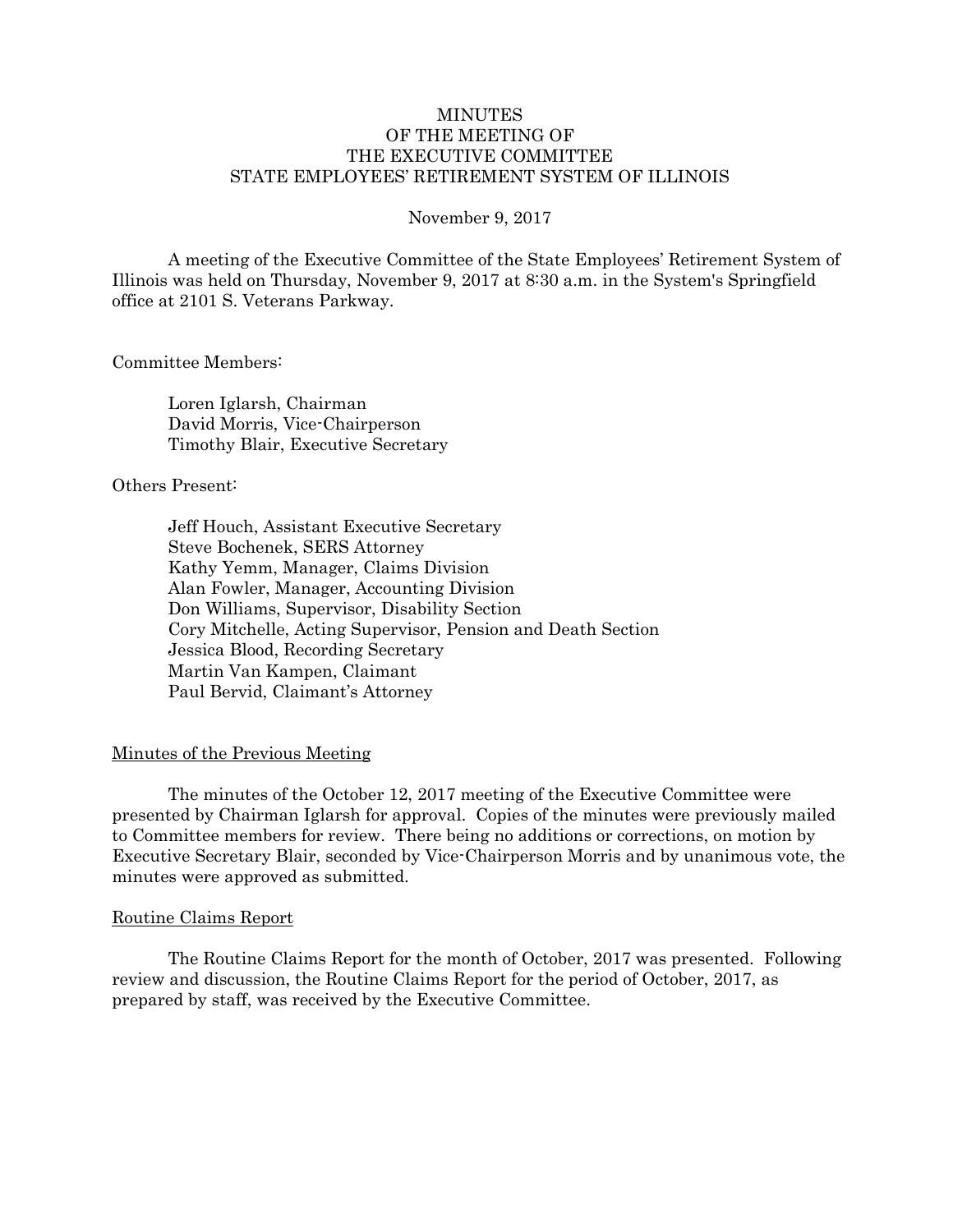# MINUTES
# OF THE MEETING OF
# THE EXECUTIVE COMMITTEE
# STATE EMPLOYEES' RETIREMENT SYSTEM OF ILLINOIS

November 9, 2017

A meeting of the Executive Committee of the State Employees' Retirement System of Illinois was held on Thursday, November 9, 2017 at 8:30 a.m. in the System's Springfield office at 2101 S. Veterans Parkway.

Committee Members:

Loren Iglarsh, Chairman
David Morris, Vice-Chairperson
Timothy Blair, Executive Secretary

Others Present:

Jeff Houch, Assistant Executive Secretary
Steve Bochenek, SERS Attorney
Kathy Yemm, Manager, Claims Division
Alan Fowler, Manager, Accounting Division
Don Williams, Supervisor, Disability Section
Cory Mitchelle, Acting Supervisor, Pension and Death Section
Jessica Blood, Recording Secretary
Martin Van Kampen, Claimant
Paul Bervid, Claimant's Attorney

## Minutes of the Previous Meeting

The minutes of the October 12, 2017 meeting of the Executive Committee were presented by Chairman Iglarsh for approval. Copies of the minutes were previously mailed to Committee members for review. There being no additions or corrections, on motion by Executive Secretary Blair, seconded by Vice-Chairperson Morris and by unanimous vote, the minutes were approved as submitted.

## Routine Claims Report

The Routine Claims Report for the month of October, 2017 was presented. Following review and discussion, the Routine Claims Report for the period of October, 2017, as prepared by staff, was received by the Executive Committee.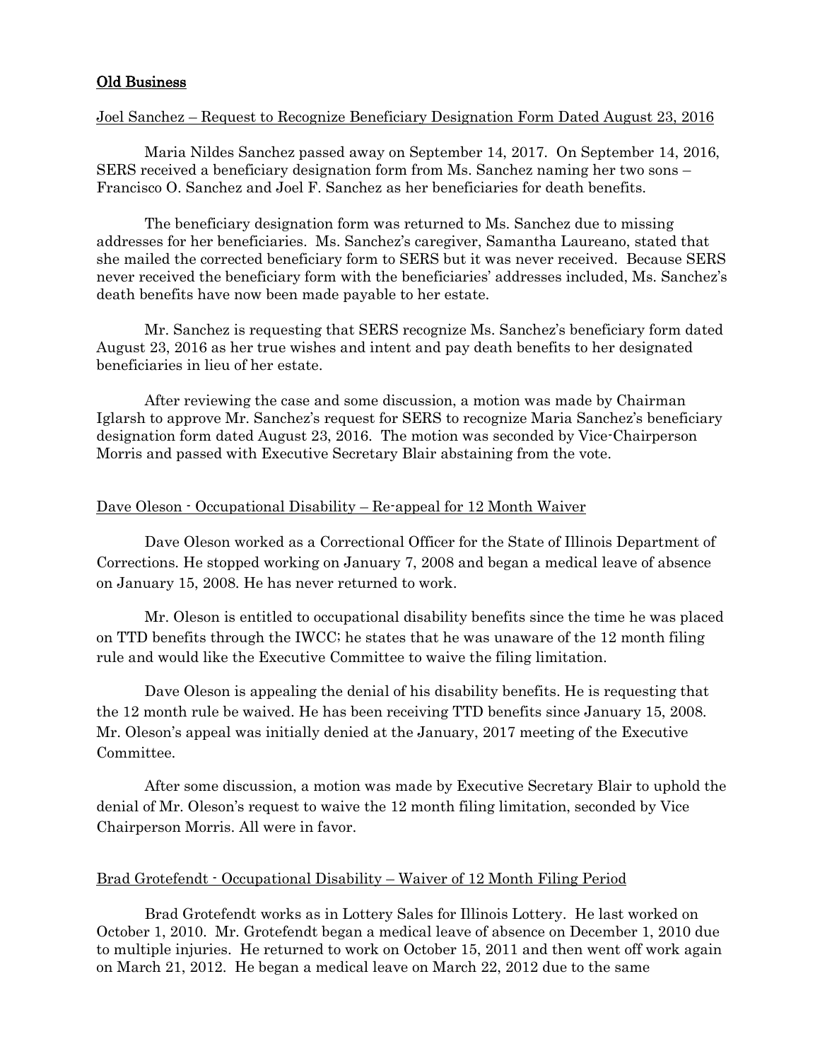## Old Business

Joel Sanchez – Request to Recognize Beneficiary Designation Form Dated August 23, 2016

Maria Nildes Sanchez passed away on September 14, 2017. On September 14, 2016, SERS received a beneficiary designation form from Ms. Sanchez naming her two sons – Francisco O. Sanchez and Joel F. Sanchez as her beneficiaries for death benefits.

The beneficiary designation form was returned to Ms. Sanchez due to missing addresses for her beneficiaries. Ms. Sanchez's caregiver, Samantha Laureano, stated that she mailed the corrected beneficiary form to SERS but it was never received. Because SERS never received the beneficiary form with the beneficiaries' addresses included, Ms. Sanchez's death benefits have now been made payable to her estate.

Mr. Sanchez is requesting that SERS recognize Ms. Sanchez's beneficiary form dated August 23, 2016 as her true wishes and intent and pay death benefits to her designated beneficiaries in lieu of her estate.

After reviewing the case and some discussion, a motion was made by Chairman Iglarsh to approve Mr. Sanchez's request for SERS to recognize Maria Sanchez's beneficiary designation form dated August 23, 2016. The motion was seconded by Vice-Chairperson Morris and passed with Executive Secretary Blair abstaining from the vote.

Dave Oleson - Occupational Disability – Re-appeal for 12 Month Waiver

Dave Oleson worked as a Correctional Officer for the State of Illinois Department of Corrections. He stopped working on January 7, 2008 and began a medical leave of absence on January 15, 2008. He has never returned to work.

Mr. Oleson is entitled to occupational disability benefits since the time he was placed on TTD benefits through the IWCC; he states that he was unaware of the 12 month filing rule and would like the Executive Committee to waive the filing limitation.

Dave Oleson is appealing the denial of his disability benefits. He is requesting that the 12 month rule be waived. He has been receiving TTD benefits since January 15, 2008. Mr. Oleson's appeal was initially denied at the January, 2017 meeting of the Executive Committee.

After some discussion, a motion was made by Executive Secretary Blair to uphold the denial of Mr. Oleson's request to waive the 12 month filing limitation, seconded by Vice Chairperson Morris. All were in favor.

Brad Grotefendt - Occupational Disability – Waiver of 12 Month Filing Period

Brad Grotefendt works as in Lottery Sales for Illinois Lottery. He last worked on October 1, 2010. Mr. Grotefendt began a medical leave of absence on December 1, 2010 due to multiple injuries. He returned to work on October 15, 2011 and then went off work again on March 21, 2012. He began a medical leave on March 22, 2012 due to the same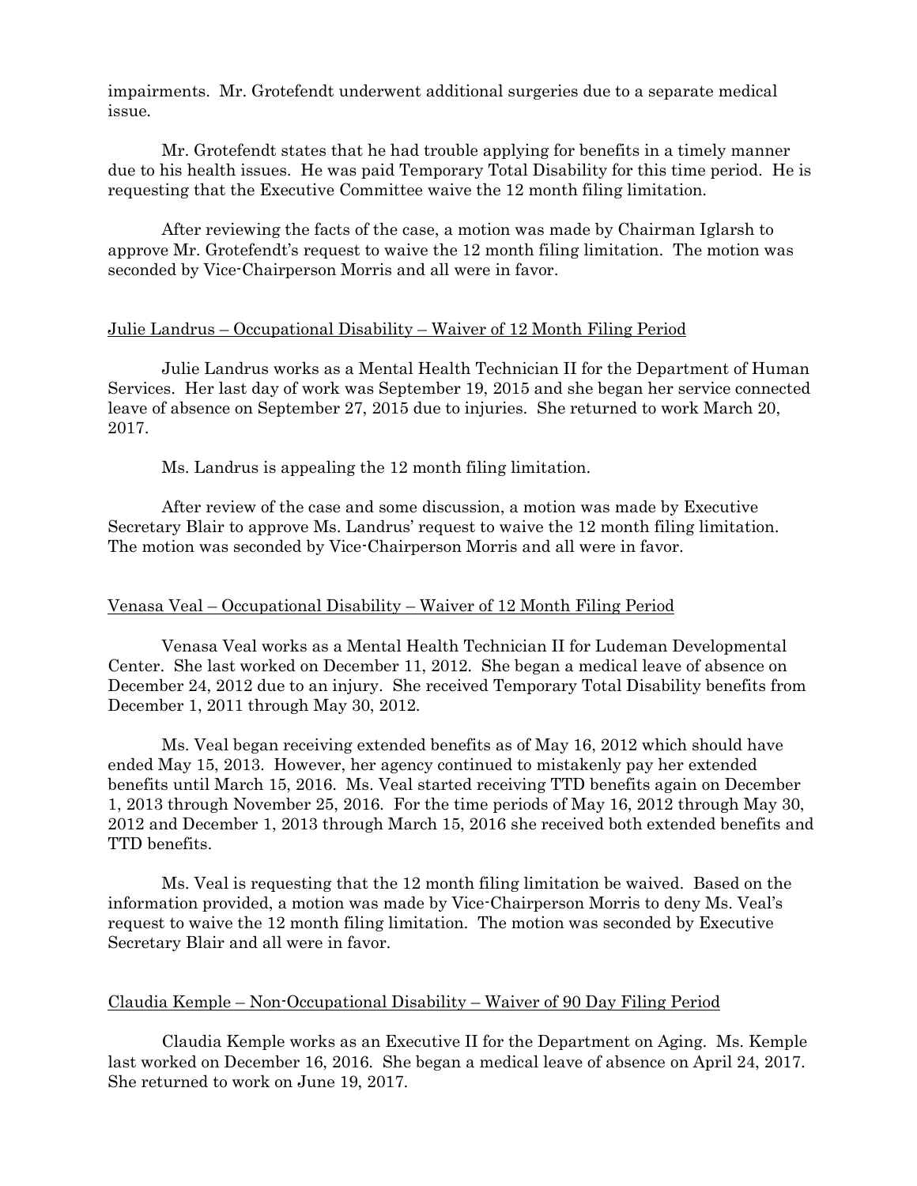impairments. Mr. Grotefendt underwent additional surgeries due to a separate medical issue.

Mr. Grotefendt states that he had trouble applying for benefits in a timely manner due to his health issues. He was paid Temporary Total Disability for this time period. He is requesting that the Executive Committee waive the 12 month filing limitation.

After reviewing the facts of the case, a motion was made by Chairman Iglarsh to approve Mr. Grotefendt's request to waive the 12 month filing limitation. The motion was seconded by Vice-Chairperson Morris and all were in favor.

<u>Julie Landrus – Occupational Disability – Waiver of 12 Month Filing Period</u>

Julie Landrus works as a Mental Health Technician II for the Department of Human Services. Her last day of work was September 19, 2015 and she began her service connected leave of absence on September 27, 2015 due to injuries. She returned to work March 20, 2017.

Ms. Landrus is appealing the 12 month filing limitation.

After review of the case and some discussion, a motion was made by Executive Secretary Blair to approve Ms. Landrus' request to waive the 12 month filing limitation. The motion was seconded by Vice-Chairperson Morris and all were in favor.

<u>Venasa Veal – Occupational Disability – Waiver of 12 Month Filing Period</u>

Venasa Veal works as a Mental Health Technician II for Ludeman Developmental Center. She last worked on December 11, 2012. She began a medical leave of absence on December 24, 2012 due to an injury. She received Temporary Total Disability benefits from December 1, 2011 through May 30, 2012.

Ms. Veal began receiving extended benefits as of May 16, 2012 which should have ended May 15, 2013. However, her agency continued to mistakenly pay her extended benefits until March 15, 2016. Ms. Veal started receiving TTD benefits again on December 1, 2013 through November 25, 2016. For the time periods of May 16, 2012 through May 30, 2012 and December 1, 2013 through March 15, 2016 she received both extended benefits and TTD benefits.

Ms. Veal is requesting that the 12 month filing limitation be waived. Based on the information provided, a motion was made by Vice-Chairperson Morris to deny Ms. Veal's request to waive the 12 month filing limitation. The motion was seconded by Executive Secretary Blair and all were in favor.

<u>Claudia Kemple – Non-Occupational Disability – Waiver of 90 Day Filing Period</u>

Claudia Kemple works as an Executive II for the Department on Aging. Ms. Kemple last worked on December 16, 2016. She began a medical leave of absence on April 24, 2017. She returned to work on June 19, 2017.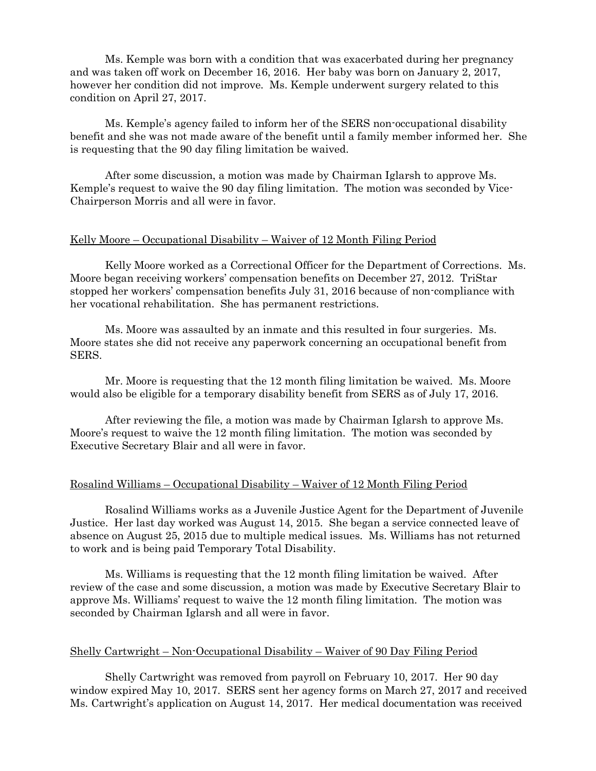Ms. Kemple was born with a condition that was exacerbated during her pregnancy and was taken off work on December 16, 2016. Her baby was born on January 2, 2017, however her condition did not improve. Ms. Kemple underwent surgery related to this condition on April 27, 2017.

Ms. Kemple's agency failed to inform her of the SERS non-occupational disability benefit and she was not made aware of the benefit until a family member informed her. She is requesting that the 90 day filing limitation be waived.

After some discussion, a motion was made by Chairman Iglarsh to approve Ms. Kemple's request to waive the 90 day filing limitation. The motion was seconded by Vice-Chairperson Morris and all were in favor.

<u>Kelly Moore – Occupational Disability – Waiver of 12 Month Filing Period</u>

Kelly Moore worked as a Correctional Officer for the Department of Corrections. Ms. Moore began receiving workers' compensation benefits on December 27, 2012. TriStar stopped her workers' compensation benefits July 31, 2016 because of non-compliance with her vocational rehabilitation. She has permanent restrictions.

Ms. Moore was assaulted by an inmate and this resulted in four surgeries. Ms. Moore states she did not receive any paperwork concerning an occupational benefit from SERS.

Mr. Moore is requesting that the 12 month filing limitation be waived. Ms. Moore would also be eligible for a temporary disability benefit from SERS as of July 17, 2016.

After reviewing the file, a motion was made by Chairman Iglarsh to approve Ms. Moore's request to waive the 12 month filing limitation. The motion was seconded by Executive Secretary Blair and all were in favor.

<u>Rosalind Williams – Occupational Disability – Waiver of 12 Month Filing Period</u>

Rosalind Williams works as a Juvenile Justice Agent for the Department of Juvenile Justice. Her last day worked was August 14, 2015. She began a service connected leave of absence on August 25, 2015 due to multiple medical issues. Ms. Williams has not returned to work and is being paid Temporary Total Disability.

Ms. Williams is requesting that the 12 month filing limitation be waived. After review of the case and some discussion, a motion was made by Executive Secretary Blair to approve Ms. Williams' request to waive the 12 month filing limitation. The motion was seconded by Chairman Iglarsh and all were in favor.

<u>Shelly Cartwright – Non-Occupational Disability – Waiver of 90 Day Filing Period</u>

Shelly Cartwright was removed from payroll on February 10, 2017. Her 90 day window expired May 10, 2017. SERS sent her agency forms on March 27, 2017 and received Ms. Cartwright's application on August 14, 2017. Her medical documentation was received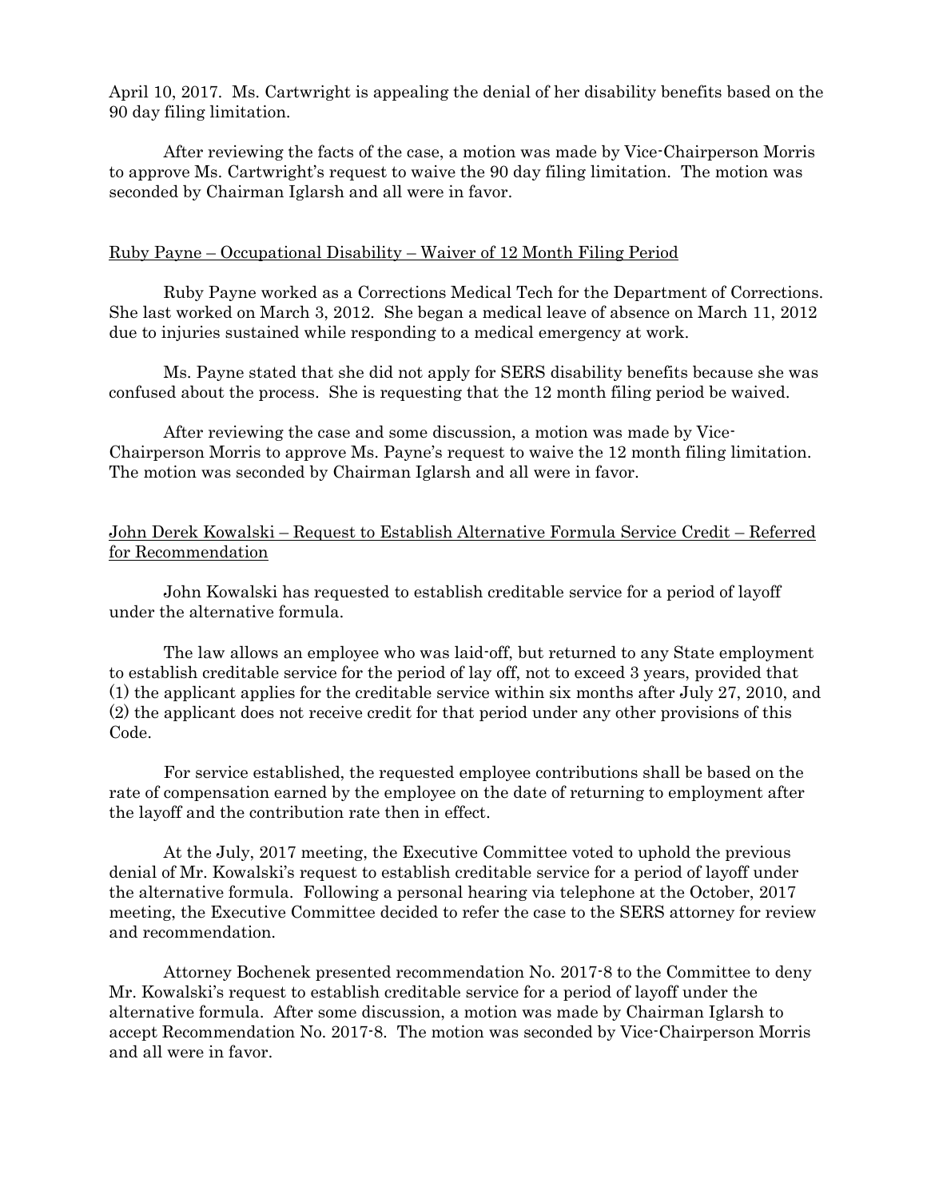April 10, 2017. Ms. Cartwright is appealing the denial of her disability benefits based on the 90 day filing limitation.

After reviewing the facts of the case, a motion was made by Vice-Chairperson Morris to approve Ms. Cartwright's request to waive the 90 day filing limitation. The motion was seconded by Chairman Iglarsh and all were in favor.

<u>Ruby Payne – Occupational Disability – Waiver of 12 Month Filing Period</u>

Ruby Payne worked as a Corrections Medical Tech for the Department of Corrections. She last worked on March 3, 2012. She began a medical leave of absence on March 11, 2012 due to injuries sustained while responding to a medical emergency at work.

Ms. Payne stated that she did not apply for SERS disability benefits because she was confused about the process. She is requesting that the 12 month filing period be waived.

After reviewing the case and some discussion, a motion was made by Vice-Chairperson Morris to approve Ms. Payne's request to waive the 12 month filing limitation. The motion was seconded by Chairman Iglarsh and all were in favor.

<u>John Derek Kowalski – Request to Establish Alternative Formula Service Credit – Referred for Recommendation</u>

John Kowalski has requested to establish creditable service for a period of layoff under the alternative formula.

The law allows an employee who was laid-off, but returned to any State employment to establish creditable service for the period of lay off, not to exceed 3 years, provided that (1) the applicant applies for the creditable service within six months after July 27, 2010, and (2) the applicant does not receive credit for that period under any other provisions of this Code.

For service established, the requested employee contributions shall be based on the rate of compensation earned by the employee on the date of returning to employment after the layoff and the contribution rate then in effect.

At the July, 2017 meeting, the Executive Committee voted to uphold the previous denial of Mr. Kowalski's request to establish creditable service for a period of layoff under the alternative formula. Following a personal hearing via telephone at the October, 2017 meeting, the Executive Committee decided to refer the case to the SERS attorney for review and recommendation.

Attorney Bochenek presented recommendation No. 2017-8 to the Committee to deny Mr. Kowalski's request to establish creditable service for a period of layoff under the alternative formula. After some discussion, a motion was made by Chairman Iglarsh to accept Recommendation No. 2017-8. The motion was seconded by Vice-Chairperson Morris and all were in favor.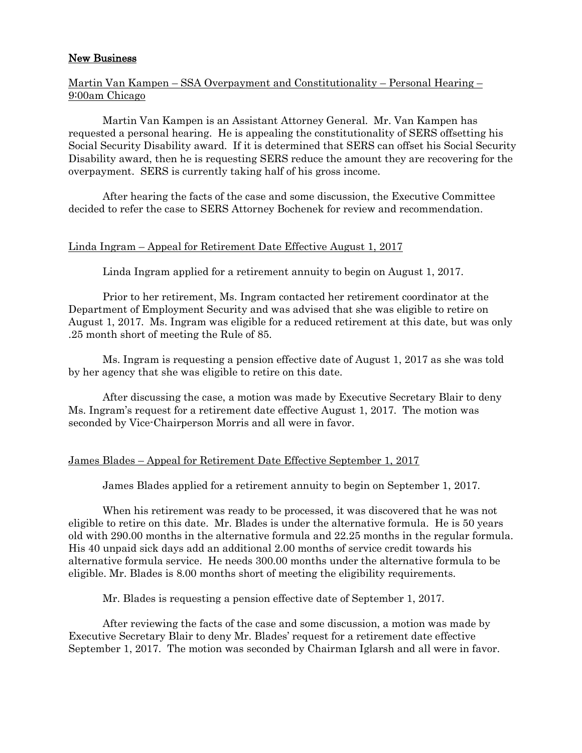## New Business

Martin Van Kampen – SSA Overpayment and Constitutionality – Personal Hearing – 9:00am Chicago

Martin Van Kampen is an Assistant Attorney General. Mr. Van Kampen has requested a personal hearing. He is appealing the constitutionality of SERS offsetting his Social Security Disability award. If it is determined that SERS can offset his Social Security Disability award, then he is requesting SERS reduce the amount they are recovering for the overpayment. SERS is currently taking half of his gross income.

After hearing the facts of the case and some discussion, the Executive Committee decided to refer the case to SERS Attorney Bochenek for review and recommendation.

Linda Ingram – Appeal for Retirement Date Effective August 1, 2017

Linda Ingram applied for a retirement annuity to begin on August 1, 2017.

Prior to her retirement, Ms. Ingram contacted her retirement coordinator at the Department of Employment Security and was advised that she was eligible to retire on August 1, 2017. Ms. Ingram was eligible for a reduced retirement at this date, but was only .25 month short of meeting the Rule of 85.

Ms. Ingram is requesting a pension effective date of August 1, 2017 as she was told by her agency that she was eligible to retire on this date.

After discussing the case, a motion was made by Executive Secretary Blair to deny Ms. Ingram's request for a retirement date effective August 1, 2017. The motion was seconded by Vice-Chairperson Morris and all were in favor.

James Blades – Appeal for Retirement Date Effective September 1, 2017

James Blades applied for a retirement annuity to begin on September 1, 2017.

When his retirement was ready to be processed, it was discovered that he was not eligible to retire on this date. Mr. Blades is under the alternative formula. He is 50 years old with 290.00 months in the alternative formula and 22.25 months in the regular formula. His 40 unpaid sick days add an additional 2.00 months of service credit towards his alternative formula service. He needs 300.00 months under the alternative formula to be eligible. Mr. Blades is 8.00 months short of meeting the eligibility requirements.

Mr. Blades is requesting a pension effective date of September 1, 2017.

After reviewing the facts of the case and some discussion, a motion was made by Executive Secretary Blair to deny Mr. Blades' request for a retirement date effective September 1, 2017. The motion was seconded by Chairman Iglarsh and all were in favor.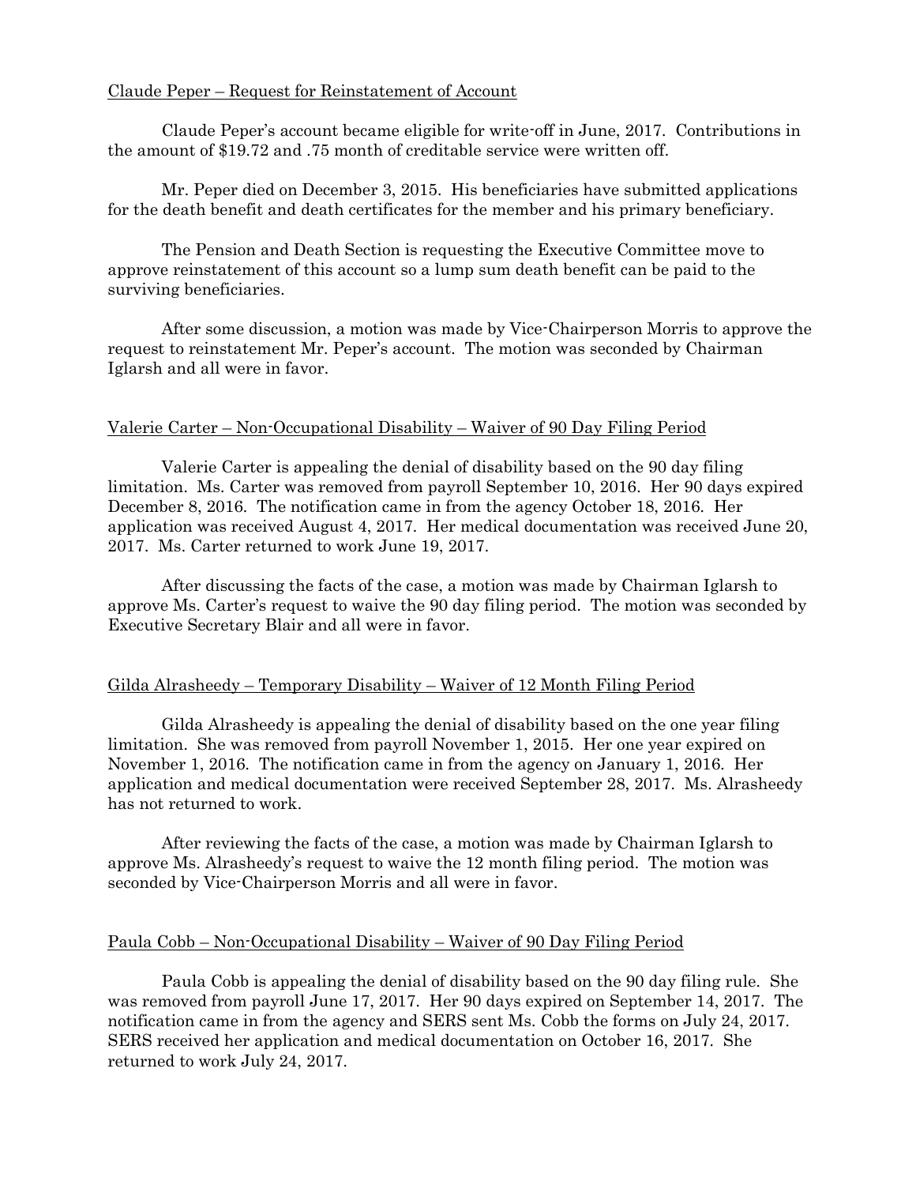Claude Peper – Request for Reinstatement of Account

Claude Peper's account became eligible for write-off in June, 2017. Contributions in the amount of $19.72 and .75 month of creditable service were written off.

Mr. Peper died on December 3, 2015. His beneficiaries have submitted applications for the death benefit and death certificates for the member and his primary beneficiary.

The Pension and Death Section is requesting the Executive Committee move to approve reinstatement of this account so a lump sum death benefit can be paid to the surviving beneficiaries.

After some discussion, a motion was made by Vice-Chairperson Morris to approve the request to reinstatement Mr. Peper's account. The motion was seconded by Chairman Iglarsh and all were in favor.

Valerie Carter – Non-Occupational Disability – Waiver of 90 Day Filing Period

Valerie Carter is appealing the denial of disability based on the 90 day filing limitation. Ms. Carter was removed from payroll September 10, 2016. Her 90 days expired December 8, 2016. The notification came in from the agency October 18, 2016. Her application was received August 4, 2017. Her medical documentation was received June 20, 2017. Ms. Carter returned to work June 19, 2017.

After discussing the facts of the case, a motion was made by Chairman Iglarsh to approve Ms. Carter's request to waive the 90 day filing period. The motion was seconded by Executive Secretary Blair and all were in favor.

Gilda Alrasheedy – Temporary Disability – Waiver of 12 Month Filing Period

Gilda Alrasheedy is appealing the denial of disability based on the one year filing limitation. She was removed from payroll November 1, 2015. Her one year expired on November 1, 2016. The notification came in from the agency on January 1, 2016. Her application and medical documentation were received September 28, 2017. Ms. Alrasheedy has not returned to work.

After reviewing the facts of the case, a motion was made by Chairman Iglarsh to approve Ms. Alrasheedy's request to waive the 12 month filing period. The motion was seconded by Vice-Chairperson Morris and all were in favor.

Paula Cobb – Non-Occupational Disability – Waiver of 90 Day Filing Period

Paula Cobb is appealing the denial of disability based on the 90 day filing rule. She was removed from payroll June 17, 2017. Her 90 days expired on September 14, 2017. The notification came in from the agency and SERS sent Ms. Cobb the forms on July 24, 2017. SERS received her application and medical documentation on October 16, 2017. She returned to work July 24, 2017.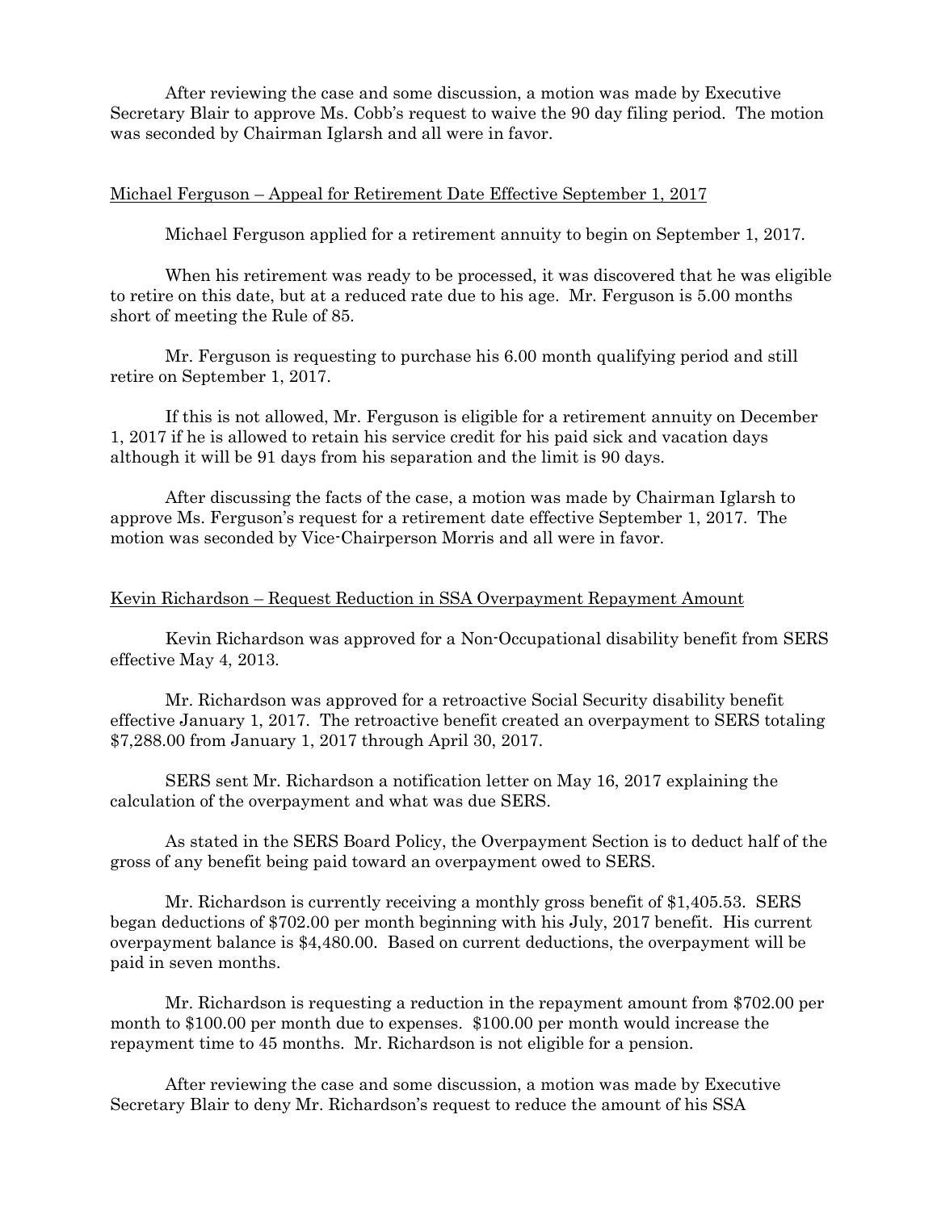After reviewing the case and some discussion, a motion was made by Executive Secretary Blair to approve Ms. Cobb's request to waive the 90 day filing period. The motion was seconded by Chairman Iglarsh and all were in favor.

<u>Michael Ferguson – Appeal for Retirement Date Effective September 1, 2017</u>

Michael Ferguson applied for a retirement annuity to begin on September 1, 2017.

When his retirement was ready to be processed, it was discovered that he was eligible to retire on this date, but at a reduced rate due to his age. Mr. Ferguson is 5.00 months short of meeting the Rule of 85.

Mr. Ferguson is requesting to purchase his 6.00 month qualifying period and still retire on September 1, 2017.

If this is not allowed, Mr. Ferguson is eligible for a retirement annuity on December 1, 2017 if he is allowed to retain his service credit for his paid sick and vacation days although it will be 91 days from his separation and the limit is 90 days.

After discussing the facts of the case, a motion was made by Chairman Iglarsh to approve Ms. Ferguson's request for a retirement date effective September 1, 2017. The motion was seconded by Vice-Chairperson Morris and all were in favor.

<u>Kevin Richardson – Request Reduction in SSA Overpayment Repayment Amount</u>

Kevin Richardson was approved for a Non-Occupational disability benefit from SERS effective May 4, 2013.

Mr. Richardson was approved for a retroactive Social Security disability benefit effective January 1, 2017. The retroactive benefit created an overpayment to SERS totaling $7,288.00 from January 1, 2017 through April 30, 2017.

SERS sent Mr. Richardson a notification letter on May 16, 2017 explaining the calculation of the overpayment and what was due SERS.

As stated in the SERS Board Policy, the Overpayment Section is to deduct half of the gross of any benefit being paid toward an overpayment owed to SERS.

Mr. Richardson is currently receiving a monthly gross benefit of $1,405.53. SERS began deductions of $702.00 per month beginning with his July, 2017 benefit. His current overpayment balance is $4,480.00. Based on current deductions, the overpayment will be paid in seven months.

Mr. Richardson is requesting a reduction in the repayment amount from $702.00 per month to $100.00 per month due to expenses. $100.00 per month would increase the repayment time to 45 months. Mr. Richardson is not eligible for a pension.

After reviewing the case and some discussion, a motion was made by Executive Secretary Blair to deny Mr. Richardson's request to reduce the amount of his SSA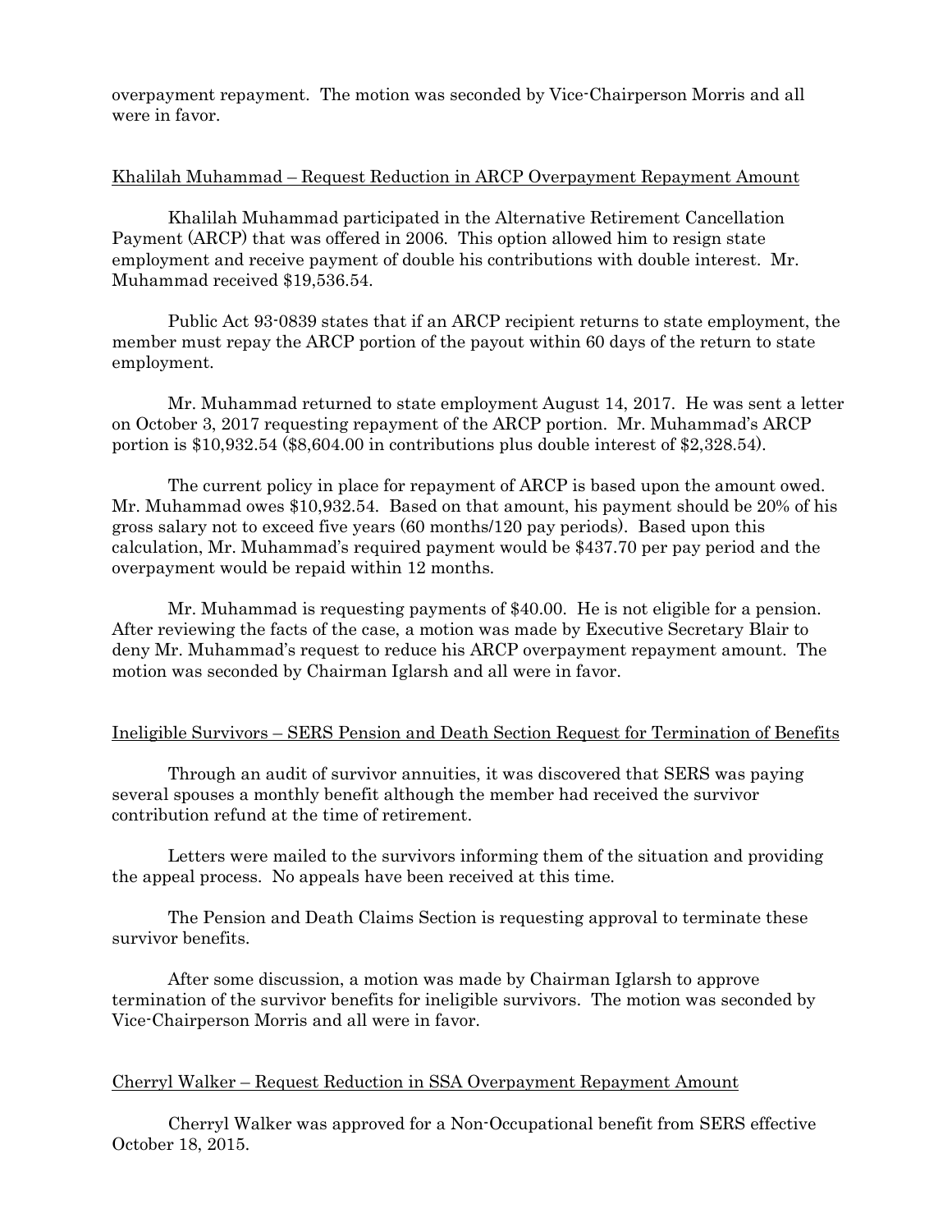overpayment repayment. The motion was seconded by Vice-Chairperson Morris and all were in favor.

Khalilah Muhammad – Request Reduction in ARCP Overpayment Repayment Amount

Khalilah Muhammad participated in the Alternative Retirement Cancellation Payment (ARCP) that was offered in 2006. This option allowed him to resign state employment and receive payment of double his contributions with double interest. Mr. Muhammad received $19,536.54.

Public Act 93-0839 states that if an ARCP recipient returns to state employment, the member must repay the ARCP portion of the payout within 60 days of the return to state employment.

Mr. Muhammad returned to state employment August 14, 2017. He was sent a letter on October 3, 2017 requesting repayment of the ARCP portion. Mr. Muhammad's ARCP portion is $10,932.54 ($8,604.00 in contributions plus double interest of $2,328.54).

The current policy in place for repayment of ARCP is based upon the amount owed. Mr. Muhammad owes $10,932.54. Based on that amount, his payment should be 20% of his gross salary not to exceed five years (60 months/120 pay periods). Based upon this calculation, Mr. Muhammad's required payment would be $437.70 per pay period and the overpayment would be repaid within 12 months.

Mr. Muhammad is requesting payments of $40.00. He is not eligible for a pension. After reviewing the facts of the case, a motion was made by Executive Secretary Blair to deny Mr. Muhammad's request to reduce his ARCP overpayment repayment amount. The motion was seconded by Chairman Iglarsh and all were in favor.

Ineligible Survivors – SERS Pension and Death Section Request for Termination of Benefits

Through an audit of survivor annuities, it was discovered that SERS was paying several spouses a monthly benefit although the member had received the survivor contribution refund at the time of retirement.

Letters were mailed to the survivors informing them of the situation and providing the appeal process. No appeals have been received at this time.

The Pension and Death Claims Section is requesting approval to terminate these survivor benefits.

After some discussion, a motion was made by Chairman Iglarsh to approve termination of the survivor benefits for ineligible survivors. The motion was seconded by Vice-Chairperson Morris and all were in favor.

Cherryl Walker – Request Reduction in SSA Overpayment Repayment Amount

Cherryl Walker was approved for a Non-Occupational benefit from SERS effective October 18, 2015.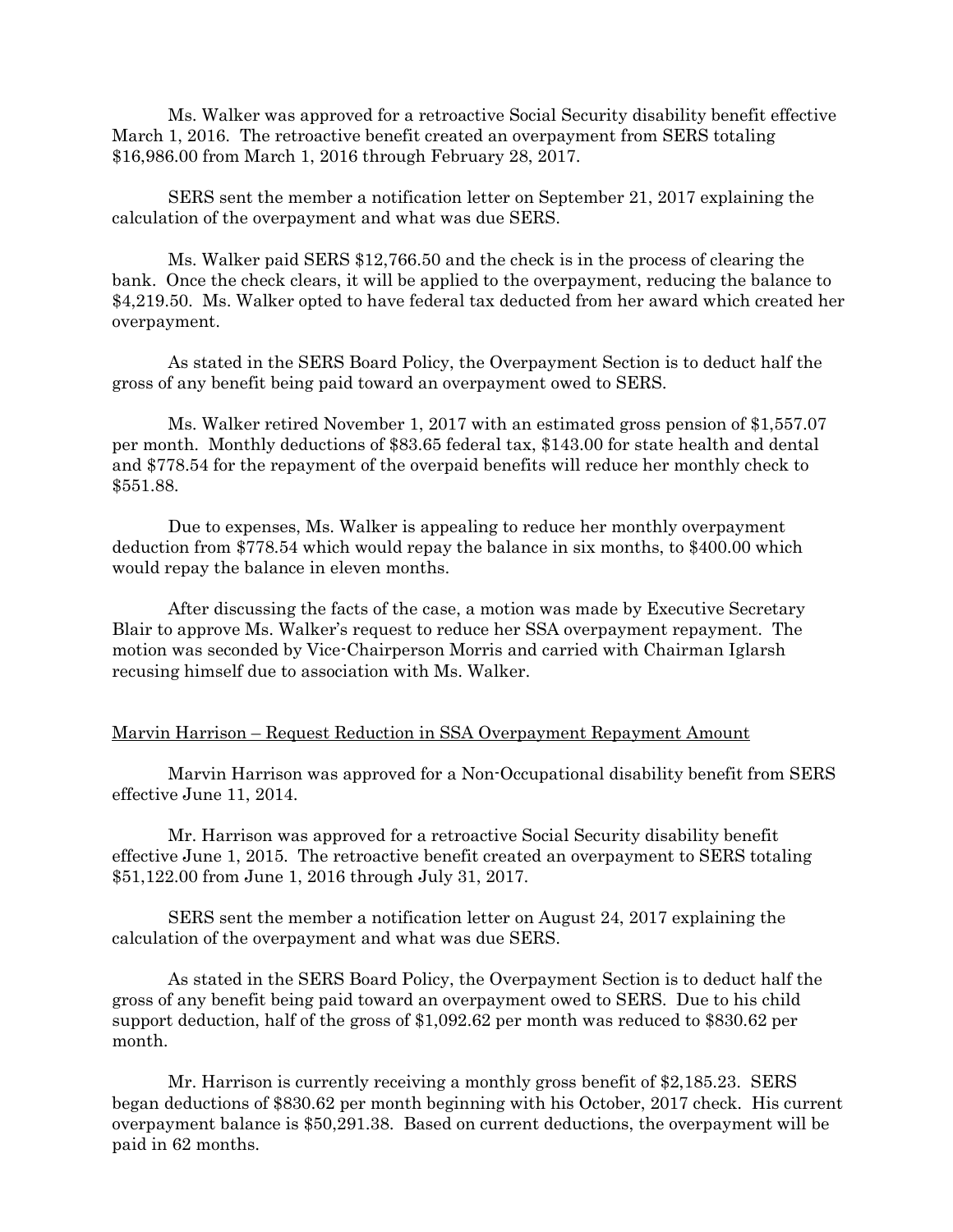Ms. Walker was approved for a retroactive Social Security disability benefit effective March 1, 2016. The retroactive benefit created an overpayment from SERS totaling $16,986.00 from March 1, 2016 through February 28, 2017.

SERS sent the member a notification letter on September 21, 2017 explaining the calculation of the overpayment and what was due SERS.

Ms. Walker paid SERS $12,766.50 and the check is in the process of clearing the bank. Once the check clears, it will be applied to the overpayment, reducing the balance to $4,219.50. Ms. Walker opted to have federal tax deducted from her award which created her overpayment.

As stated in the SERS Board Policy, the Overpayment Section is to deduct half the gross of any benefit being paid toward an overpayment owed to SERS.

Ms. Walker retired November 1, 2017 with an estimated gross pension of $1,557.07 per month. Monthly deductions of $83.65 federal tax, $143.00 for state health and dental and $778.54 for the repayment of the overpaid benefits will reduce her monthly check to $551.88.

Due to expenses, Ms. Walker is appealing to reduce her monthly overpayment deduction from $778.54 which would repay the balance in six months, to $400.00 which would repay the balance in eleven months.

After discussing the facts of the case, a motion was made by Executive Secretary Blair to approve Ms. Walker's request to reduce her SSA overpayment repayment. The motion was seconded by Vice-Chairperson Morris and carried with Chairman Iglarsh recusing himself due to association with Ms. Walker.

<u>Marvin Harrison – Request Reduction in SSA Overpayment Repayment Amount</u>

Marvin Harrison was approved for a Non-Occupational disability benefit from SERS effective June 11, 2014.

Mr. Harrison was approved for a retroactive Social Security disability benefit effective June 1, 2015. The retroactive benefit created an overpayment to SERS totaling $51,122.00 from June 1, 2016 through July 31, 2017.

SERS sent the member a notification letter on August 24, 2017 explaining the calculation of the overpayment and what was due SERS.

As stated in the SERS Board Policy, the Overpayment Section is to deduct half the gross of any benefit being paid toward an overpayment owed to SERS. Due to his child support deduction, half of the gross of $1,092.62 per month was reduced to $830.62 per month.

Mr. Harrison is currently receiving a monthly gross benefit of $2,185.23. SERS began deductions of $830.62 per month beginning with his October, 2017 check. His current overpayment balance is $50,291.38. Based on current deductions, the overpayment will be paid in 62 months.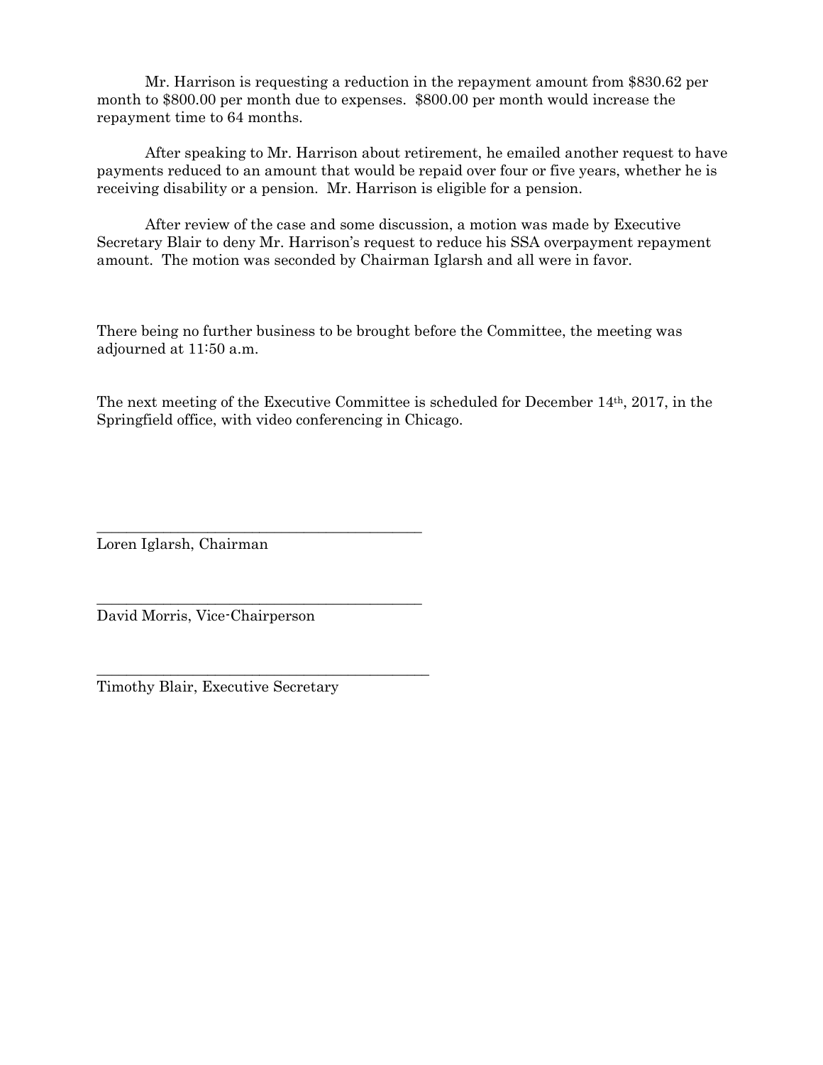Mr. Harrison is requesting a reduction in the repayment amount from $830.62 per month to $800.00 per month due to expenses. $800.00 per month would increase the repayment time to 64 months.

After speaking to Mr. Harrison about retirement, he emailed another request to have payments reduced to an amount that would be repaid over four or five years, whether he is receiving disability or a pension. Mr. Harrison is eligible for a pension.

After review of the case and some discussion, a motion was made by Executive Secretary Blair to deny Mr. Harrison's request to reduce his SSA overpayment repayment amount. The motion was seconded by Chairman Iglarsh and all were in favor.

There being no further business to be brought before the Committee, the meeting was adjourned at 11:50 a.m.

The next meeting of the Executive Committee is scheduled for December 14th, 2017, in the Springfield office, with video conferencing in Chicago.

\_\_\_\_\_\_\_\_\_\_\_\_\_\_\_\_\_\_\_\_\_\_\_\_\_\_\_\_\_\_\_\_\_\_\_\_\_\_\_\_\_\_\_\_\_
Loren Iglarsh, Chairman

\_\_\_\_\_\_\_\_\_\_\_\_\_\_\_\_\_\_\_\_\_\_\_\_\_\_\_\_\_\_\_\_\_\_\_\_\_\_\_\_\_\_\_\_\_
David Morris, Vice-Chairperson

\_\_\_\_\_\_\_\_\_\_\_\_\_\_\_\_\_\_\_\_\_\_\_\_\_\_\_\_\_\_\_\_\_\_\_\_\_\_\_\_\_\_\_\_\_
Timothy Blair, Executive Secretary